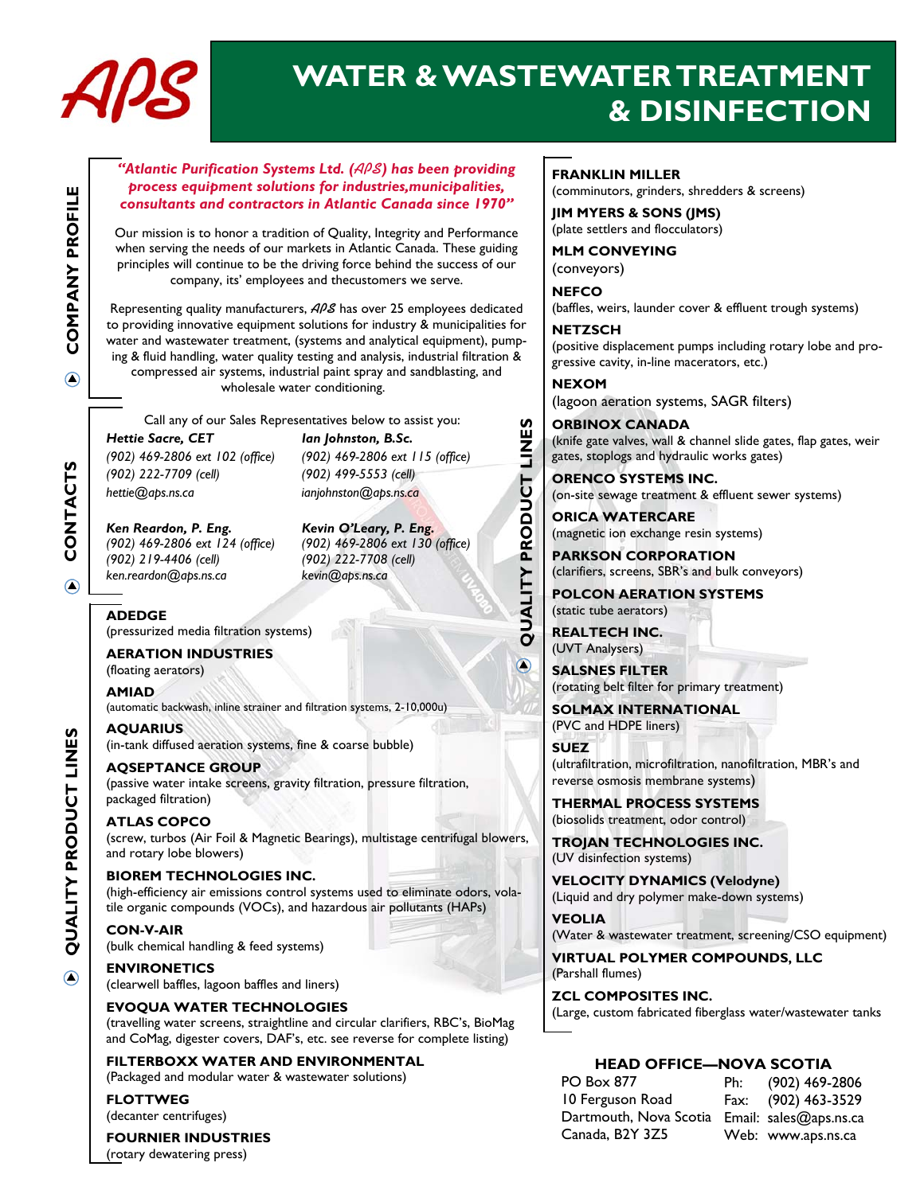# APS

# WATER & WASTEWATER TREATMENT & DISINFECTION

## COMPANY PROFILE

***"Atlantic Purification Systems Ltd. (APS) has been providing process equipment solutions for industries,municipalities, consultants and contractors in Atlantic Canada since 1970"***

Our mission is to honor a tradition of Quality, Integrity and Performance when serving the needs of our markets in Atlantic Canada. These guiding principles will continue to be the driving force behind the success of our company, its' employees and thecustomers we serve.

Representing quality manufacturers, APS has over 25 employees dedicated to providing innovative equipment solutions for industry & municipalities for water and wastewater treatment, (systems and analytical equipment), pumping & fluid handling, water quality testing and analysis, industrial filtration & compressed air systems, industrial paint spray and sandblasting, and wholesale water conditioning.

## CONTACTS

Call any of our Sales Representatives below to assist you:

***Hettie Sacre, CET***
*(902) 469-2806 ext 102 (office)*
*(902) 222-7709 (cell)*
*hettie@aps.ns.ca*

***Ian Johnston, B.Sc.***
*(902) 469-2806 ext 115 (office)*
*(902) 499-5553 (cell)*
*ianjohnston@aps.ns.ca*

***Ken Reardon, P. Eng.***
*(902) 469-2806 ext 124 (office)*
*(902) 219-4406 (cell)*
*ken.reardon@aps.ns.ca*

***Kevin O'Leary, P. Eng.***
*(902) 469-2806 ext 130 (office)*
*(902) 222-7708 (cell)*
*kevin@aps.ns.ca*

## QUALITY PRODUCT LINES

**ADEDGE**
(pressurized media filtration systems)

**AERATION INDUSTRIES**
(floating aerators)

**AMIAD**
(automatic backwash, inline strainer and filtration systems, 2-10,000u)

**AQUARIUS**
(in-tank diffused aeration systems, fine & coarse bubble)

**AQSEPTANCE GROUP**
(passive water intake screens, gravity filtration, pressure filtration, packaged filtration)

**ATLAS COPCO**
(screw, turbos (Air Foil & Magnetic Bearings), multistage centrifugal blowers, and rotary lobe blowers)

**BIOREM TECHNOLOGIES INC.**
(high-efficiency air emissions control systems used to eliminate odors, volatile organic compounds (VOCs), and hazardous air pollutants (HAPs)

**CON-V-AIR**
(bulk chemical handling & feed systems)

**ENVIRONETICS**
(clearwell baffles, lagoon baffles and liners)

**EVOQUA WATER TECHNOLOGIES**
(travelling water screens, straightline and circular clarifiers, RBC's, BioMag and CoMag, digester covers, DAF's, etc. see reverse for complete listing)

**FILTERBOXX WATER AND ENVIRONMENTAL**
(Packaged and modular water & wastewater solutions)

**FLOTTWEG**
(decanter centrifuges)

**FOURNIER INDUSTRIES**
(rotary dewatering press)

**FRANKLIN MILLER**
(comminutors, grinders, shredders & screens)

**JIM MYERS & SONS (JMS)**
(plate settlers and flocculators)

**MLM CONVEYING**
(conveyors)

**NEFCO**
(baffles, weirs, launder cover & effluent trough systems)

**NETZSCH**
(positive displacement pumps including rotary lobe and progressive cavity, in-line macerators, etc.)

**NEXOM**
(lagoon aeration systems, SAGR filters)

**ORBINOX CANADA**
(knife gate valves, wall & channel slide gates, flap gates, weir gates, stoplogs and hydraulic works gates)

**ORENCO SYSTEMS INC.**
(on-site sewage treatment & effluent sewer systems)

**ORICA WATERCARE**
(magnetic ion exchange resin systems)

**PARKSON CORPORATION**
(clarifiers, screens, SBR's and bulk conveyors)

**POLCON AERATION SYSTEMS**
(static tube aerators)

**REALTECH INC.**
(UVT Analysers)

**SALSNES FILTER**
(rotating belt filter for primary treatment)

**SOLMAX INTERNATIONAL**
(PVC and HDPE liners)

**SUEZ**
(ultrafiltration, microfiltration, nanofiltration, MBR's and reverse osmosis membrane systems)

**THERMAL PROCESS SYSTEMS**
(biosolids treatment, odor control)

**TROJAN TECHNOLOGIES INC.**
(UV disinfection systems)

**VELOCITY DYNAMICS (Velodyne)**
(Liquid and dry polymer make-down systems)

**VEOLIA**
(Water & wastewater treatment, screening/CSO equipment)

**VIRTUAL POLYMER COMPOUNDS, LLC**
(Parshall flumes)

**ZCL COMPOSITES INC.**
(Large, custom fabricated fiberglass water/wastewater tanks

## HEAD OFFICE—NOVA SCOTIA

PO Box 877
10 Ferguson Road
Dartmouth, Nova Scotia
Canada, B2Y 3Z5

Ph: (902) 469-2806
Fax: (902) 463-3529
Email: sales@aps.ns.ca
Web: www.aps.ns.ca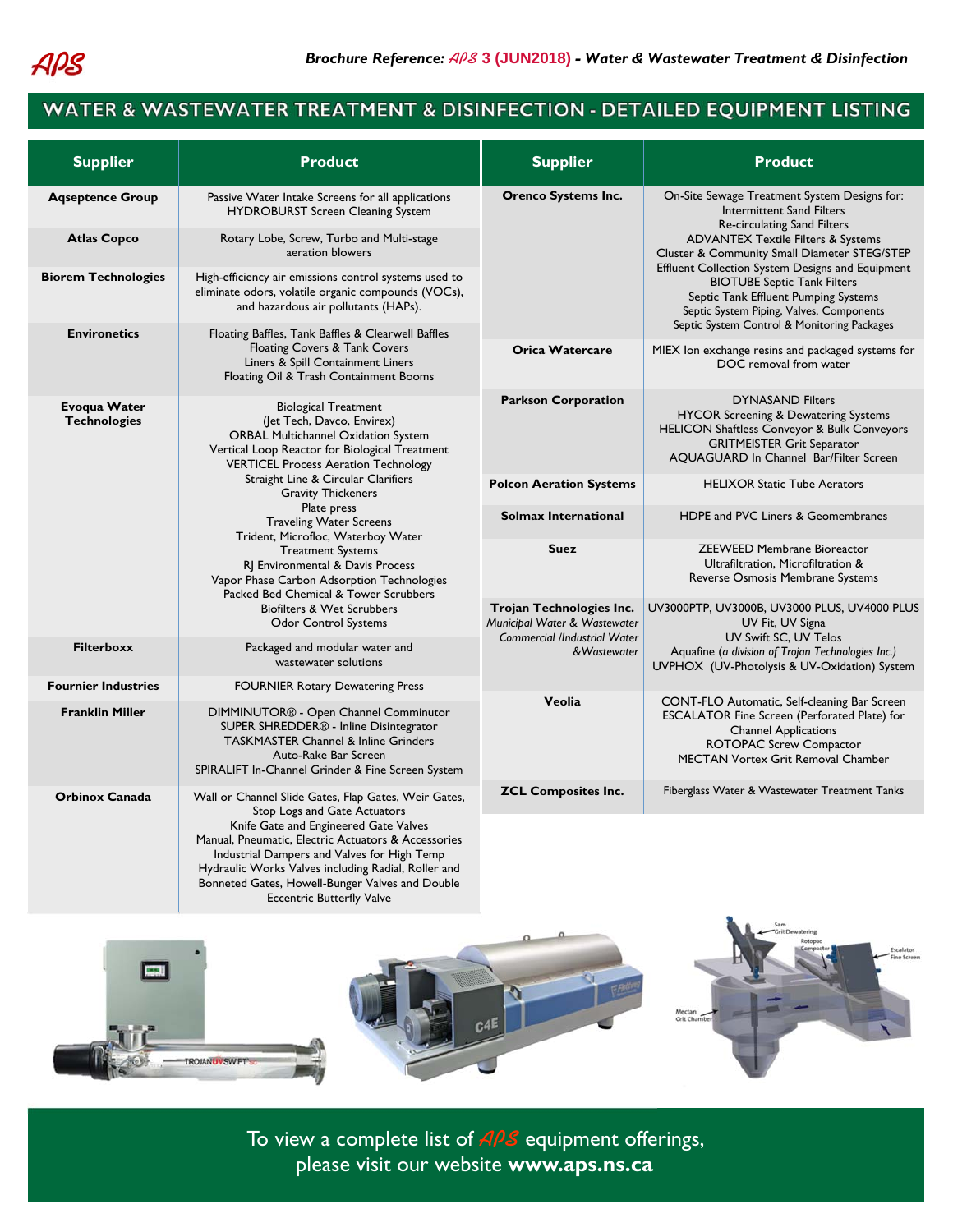# WATER & WASTEWATER TREATMENT & DISINFECTION - DETAILED EQUIPMENT LISTING

| Supplier | Product |
|---|---|
| **Aqseptence Group** | Passive Water Intake Screens for all applications<br>HYDROBURST Screen Cleaning System |
| **Atlas Copco** | Rotary Lobe, Screw, Turbo and Multi-stage aeration blowers |
| **Biorem Technologies** | High-efficiency air emissions control systems used to eliminate odors, volatile organic compounds (VOCs), and hazardous air pollutants (HAPs). |
| **Environetics** | Floating Baffles, Tank Baffles & Clearwell Baffles<br>Floating Covers & Tank Covers<br>Liners & Spill Containment Liners<br>Floating Oil & Trash Containment Booms |
| **Evoqua Water Technologies** | Biological Treatment<br>(Jet Tech, Davco, Envirex)<br>ORBAL Multichannel Oxidation System<br>Vertical Loop Reactor for Biological Treatment<br>VERTICEL Process Aeration Technology<br>Straight Line & Circular Clarifiers<br>Gravity Thickeners<br>Plate press<br>Traveling Water Screens<br>Trident, Microfloc, Waterboy Water Treatment Systems<br>RJ Environmental & Davis Process<br>Vapor Phase Carbon Adsorption Technologies<br>Packed Bed Chemical & Tower Scrubbers<br>Biofilters & Wet Scrubbers<br>Odor Control Systems |
| **Filterboxx** | Packaged and modular water and wastewater solutions |
| **Fournier Industries** | FOURNIER Rotary Dewatering Press |
| **Franklin Miller** | DIMMINUTOR® - Open Channel Comminutor<br>SUPER SHREDDER® - Inline Disintegrator<br>TASKMASTER Channel & Inline Grinders<br>Auto-Rake Bar Screen<br>SPIRALIFT In-Channel Grinder & Fine Screen System |
| **Orbinox Canada** | Wall or Channel Slide Gates, Flap Gates, Weir Gates, Stop Logs and Gate Actuators<br>Knife Gate and Engineered Gate Valves<br>Manual, Pneumatic, Electric Actuators & Accessories<br>Industrial Dampers and Valves for High Temp<br>Hydraulic Works Valves including Radial, Roller and Bonneted Gates, Howell-Bunger Valves and Double Eccentric Butterfly Valve |
| **Orenco Systems Inc.** | On-Site Sewage Treatment System Designs for:<br>Intermittent Sand Filters<br>Re-circulating Sand Filters<br>ADVANTEX Textile Filters & Systems<br>Cluster & Community Small Diameter STEG/STEP Effluent Collection System Designs and Equipment<br>BIOTUBE Septic Tank Filters<br>Septic Tank Effluent Pumping Systems<br>Septic System Piping, Valves, Components<br>Septic System Control & Monitoring Packages |
| **Orica Watercare** | MIEX Ion exchange resins and packaged systems for DOC removal from water |
| **Parkson Corporation** | DYNASAND Filters<br>HYCOR Screening & Dewatering Systems<br>HELICON Shaftless Conveyor & Bulk Conveyors<br>GRITMEISTER Grit Separator<br>AQUAGUARD In Channel Bar/Filter Screen |
| **Polcon Aeration Systems** | HELIXOR Static Tube Aerators |
| **Solmax International** | HDPE and PVC Liners & Geomembranes |
| **Suez** | ZEEWEED Membrane Bioreactor<br>Ultrafiltration, Microfiltration &<br>Reverse Osmosis Membrane Systems |
| **Trojan Technologies Inc.**<br>*Municipal Water & Wastewater*<br>*Commercial /Industrial Water &Wastewater* | UV3000PTP, UV3000B, UV3000 PLUS, UV4000 PLUS<br>UV Fit, UV Signa<br>UV Swift SC, UV Telos<br>Aquafine *(a division of Trojan Technologies Inc.)*<br>UVPHOX (UV-Photolysis & UV-Oxidation) System |
| **Veolia** | CONT-FLO Automatic, Self-cleaning Bar Screen<br>ESCALATOR Fine Screen (Perforated Plate) for Channel Applications<br>ROTOPAC Screw Compactor<br>MECTAN Vortex Grit Removal Chamber |
| **ZCL Composites Inc.** | Fiberglass Water & Wastewater Treatment Tanks |

To view a complete list of APS equipment offerings, please visit our website **www.aps.ns.ca**